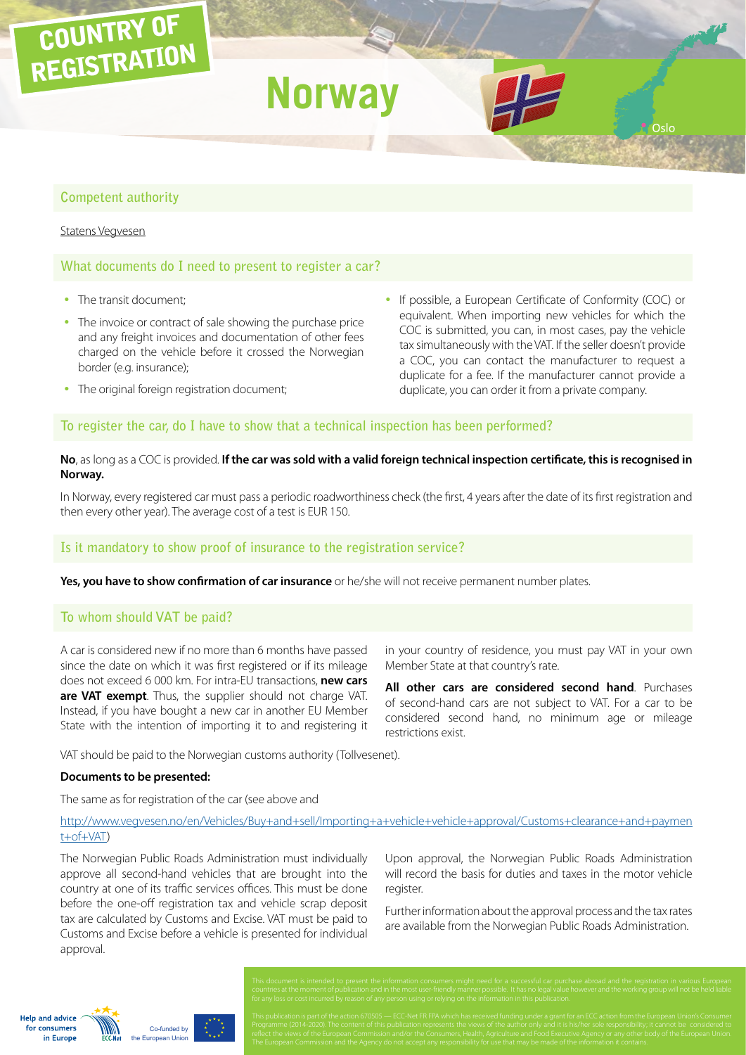# COUNTRY OF REGISTRATION

# Norway

## Competent authority

Statens Vegvesen

## What documents do I need to present to register a car?

- The transit document;
- The invoice or contract of sale showing the purchase price and any freight invoices and documentation of other fees charged on the vehicle before it crossed the Norwegian border (e.g. insurance);
- The original foreign registration document;
- If possible, a European Certificate of Conformity (COC) or equivalent. When importing new vehicles for which the COC is submitted, you can, in most cases, pay the vehicle tax simultaneously with the VAT. If the seller doesn't provide a COC, you can contact the manufacturer to request a duplicate for a fee. If the manufacturer cannot provide a duplicate, you can order it from a private company.

## To register the car, do I have to show that a technical inspection has been performed?

**No**, as long as a COC is provided. **If the car was sold with a valid foreign technical inspection certificate, this is recognised in Norway.**

In Norway, every registered car must pass a periodic roadworthiness check (the first, 4 years after the date of its first registration and then every other year). The average cost of a test is EUR 150.

## Is it mandatory to show proof of insurance to the registration service?

**Yes, you have to show confirmation of car insurance** or he/she will not receive permanent number plates.

## To whom should VAT be paid?

A car is considered new if no more than 6 months have passed since the date on which it was first registered or if its mileage does not exceed 6 000 km. For intra-EU transactions, **new cars are VAT exempt**. Thus, the supplier should not charge VAT. Instead, if you have bought a new car in another EU Member State with the intention of importing it to and registering it in your country of residence, you must pay VAT in your own Member State at that country's rate.

**All other cars are considered second hand**. Purchases of second-hand cars are not subject to VAT. For a car to be considered second hand, no minimum age or mileage restrictions exist.

VAT should be paid to the Norwegian customs authority (Tollvesenet).

**Documents to be presented:**

The same as for registration of the car (see above and

http://www.vegvesen.no/en/Vehicles/Buy+and+sell/Importing+a+vehicle+vehicle+approval/Customs+clearance+and+payment+of+VAT)

The Norwegian Public Roads Administration must individually approve all second-hand vehicles that are brought into the country at one of its traffic services offices. This must be done before the one-off registration tax and vehicle scrap deposit tax are calculated by Customs and Excise. VAT must be paid to Customs and Excise before a vehicle is presented for individual approval.

Upon approval, the Norwegian Public Roads Administration will record the basis for duties and taxes in the motor vehicle register.

Further information about the approval process and the tax rates are available from the Norwegian Public Roads Administration.

This document is intended to present the information consumers might need for a successful car purchase abroad and the registration in various European countries at the moment of publication and in the most user-friendly manner possible. It has no legal value however and the working group will not be held liable for any loss or cost incurred by reason of any person using or relying on the information in this publication.

This publication is part of the action 670505 — ECC-Net FR FPA which has received funding under a grant for an ECC action from the European Union's Consumer Programme (2014-2020). The content of this publication represents the views of the author only and it is his/her sole responsibility; it cannot be considered to reflect the views of the European Commission and/or the Consumers, Health, Agriculture and Food Executive Agency or any other body of the European Union. The European Commission and the Agency do not accept any responsibility for use that may be made of the information it contains.

Help and advice for consumers in Europe — ECC-Net — Co-funded by the European Union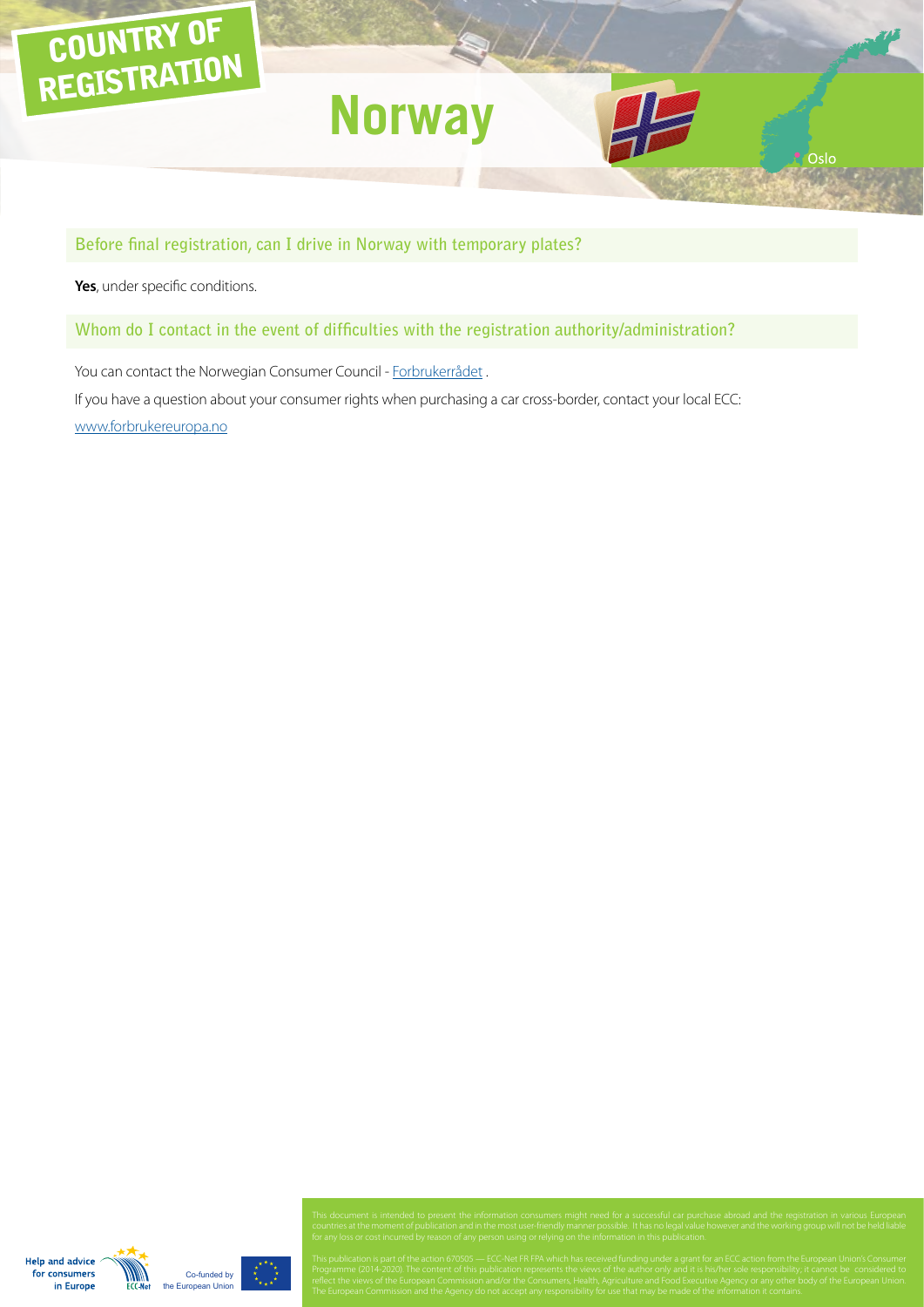COUNTRY OF REGISTRATION

# Norway

Oslo

### Before final registration, can I drive in Norway with temporary plates?

**Yes**, under specific conditions.

### Whom do I contact in the event of difficulties with the registration authority/administration?

You can contact the Norwegian Consumer Council - Forbrukerrådet .

If you have a question about your consumer rights when purchasing a car cross-border, contact your local ECC:

www.forbrukereuropa.no

Help and advice for consumers in Europe

Co-funded by the European Union

This document is intended to present the information consumers might need for a successful car purchase abroad and the registration in various European countries at the moment of publication and in the most user-friendly manner possible. It has no legal value however and the working group will not be held liable for any loss or cost incurred by reason of any person using or relying on the information in this publication.

This publication is part of the action 670505 — ECC-Net FR FPA which has received funding under a grant for an ECC action from the European Union's Consumer Programme (2014-2020). The content of this publication represents the views of the author only and it is his/her sole responsibility; it cannot be considered to reflect the views of the European Commission and/or the Consumers, Health, Agriculture and Food Executive Agency or any other body of the European Union. The European Commission and the Agency do not accept any responsibility for use that may be made of the information it contains.